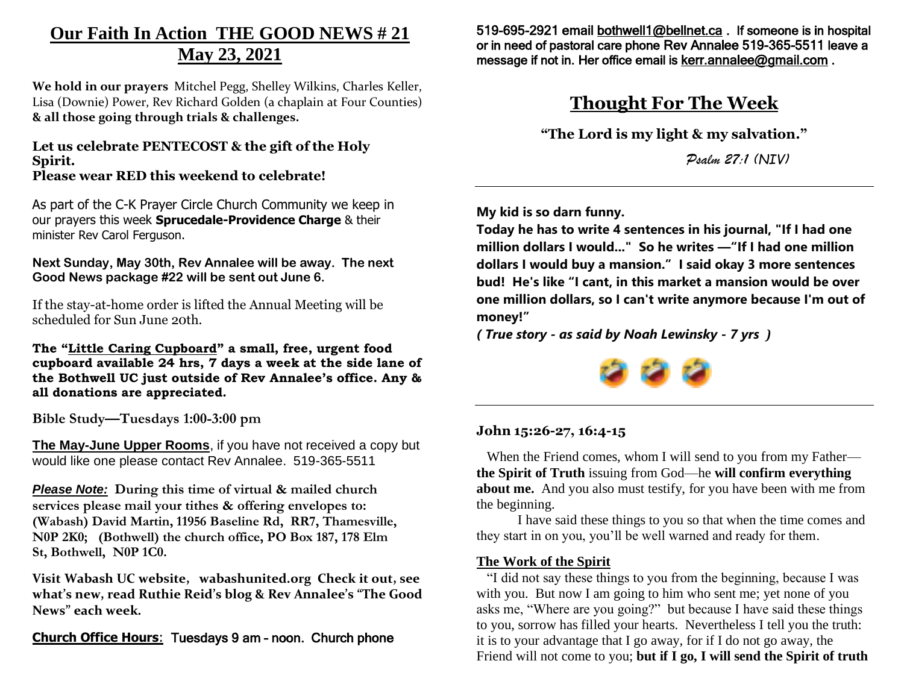# Our Faith In Action THE GOOD NEWS # 21
## May 23, 2021

**We hold in our prayers** Mitchel Pegg, Shelley Wilkins, Charles Keller, Lisa (Downie) Power, Rev Richard Golden (a chaplain at Four Counties) **& all those going through trials & challenges.**

**Let us celebrate PENTECOST & the gift of the Holy Spirit.**
**Please wear RED this weekend to celebrate!**

As part of the C-K Prayer Circle Church Community we keep in our prayers this week **Sprucedale-Providence Charge** & their minister Rev Carol Ferguson.

**Next Sunday, May 30th, Rev Annalee will be away. The next Good News package #22 will be sent out June 6.**

If the stay-at-home order is lifted the Annual Meeting will be scheduled for Sun June 20th.

**The "Little Caring Cupboard" a small, free, urgent food cupboard available 24 hrs, 7 days a week at the side lane of the Bothwell UC just outside of Rev Annalee's office. Any & all donations are appreciated.**

**Bible Study—Tuesdays 1:00-3:00 pm**

**The May-June Upper Rooms**, if you have not received a copy but would like one please contact Rev Annalee. 519-365-5511

***Please Note:*** **During this time of virtual & mailed church services please mail your tithes & offering envelopes to: (Wabash) David Martin, 11956 Baseline Rd, RR7, Thamesville, N0P 2K0; (Bothwell) the church office, PO Box 187, 178 Elm St, Bothwell, N0P 1C0.**

**Visit Wabash UC website, wabashunited.org Check it out, see what's new, read Ruthie Reid's blog & Rev Annalee's "The Good News" each week.**

**Church Office Hours**: Tuesdays 9 am – noon. Church phone 519-695-2921 email bothwell1@bellnet.ca . If someone is in hospital or in need of pastoral care phone Rev Annalee 519-365-5511 leave a message if not in. Her office email is kerr.annalee@gmail.com .

# Thought For The Week

**"The Lord is my light & my salvation."**

*Psalm 27:1 (NIV)*

---

**My kid is so darn funny.**
**Today he has to write 4 sentences in his journal, "If I had one million dollars I would..." So he writes —"If I had one million dollars I would buy a mansion." I said okay 3 more sentences bud! He's like "I cant, in this market a mansion would be over one million dollars, so I can't write anymore because I'm out of money!"**
***( True story - as said by Noah Lewinsky - 7 yrs )***

🤣 🤣 🤣

---

### John 15:26-27, 16:4-15

When the Friend comes, whom I will send to you from my Father—**the Spirit of Truth** issuing from God—he **will confirm everything about me.** And you also must testify, for you have been with me from the beginning.

I have said these things to you so that when the time comes and they start in on you, you'll be well warned and ready for them.

**The Work of the Spirit**

"I did not say these things to you from the beginning, because I was with you. But now I am going to him who sent me; yet none of you asks me, "Where are you going?" but because I have said these things to you, sorrow has filled your hearts. Nevertheless I tell you the truth: it is to your advantage that I go away, for if I do not go away, the Friend will not come to you; **but if I go, I will send the Spirit of truth**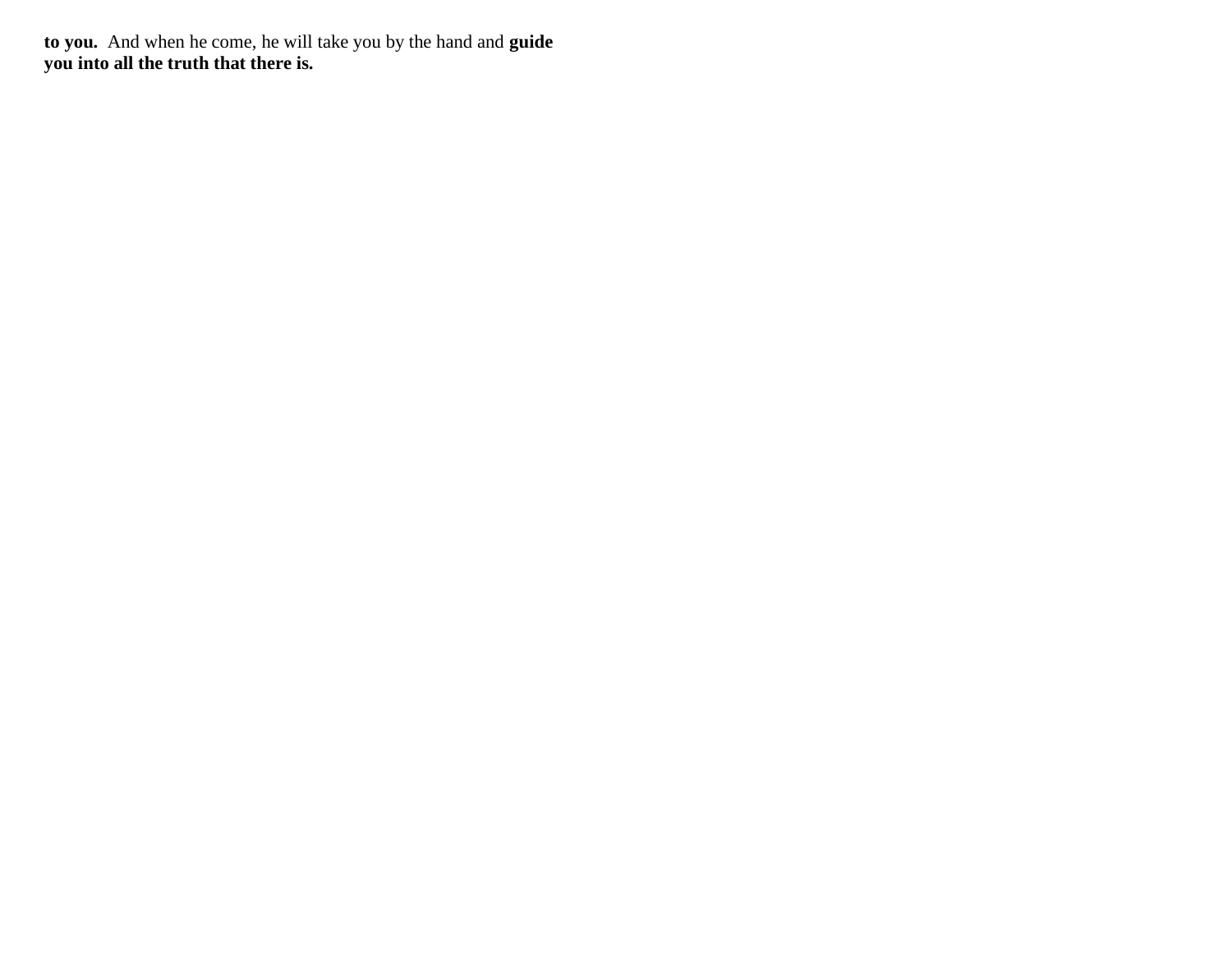**to you.** And when he come, he will take you by the hand and **guide you into all the truth that there is.**